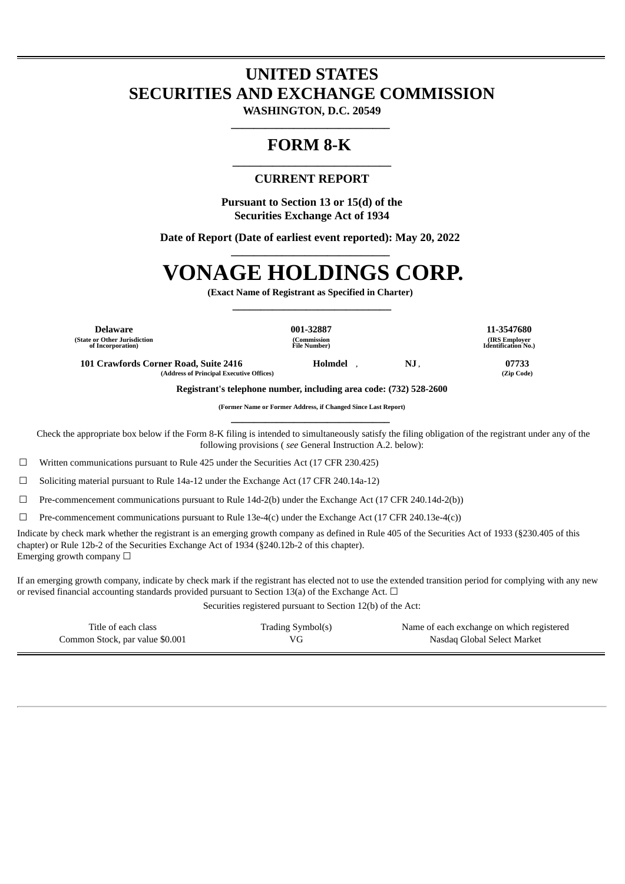# UNITED STATES
# SECURITIES AND EXCHANGE COMMISSION

**WASHINGTON, D.C. 20549**

---

# FORM 8-K

---

## CURRENT REPORT

**Pursuant to Section 13 or 15(d) of the Securities Exchange Act of 1934**

**Date of Report (Date of earliest event reported): May 20, 2022**

---

# VONAGE HOLDINGS CORP.

**(Exact Name of Registrant as Specified in Charter)**

---

| Delaware | 001-32887 | 11-3547680 |
|---|---|---|
| (State or Other Jurisdiction of Incorporation) | (Commission File Number) | (IRS Employer Identification No.) |

| 101 Crawfords Corner Road, Suite 2416 | Holmdel , | NJ , | 07733 |
|---|---|---|---|
| (Address of Principal Executive Offices) | | | (Zip Code) |

**Registrant's telephone number, including area code: (732) 528-2600**

**(Former Name or Former Address, if Changed Since Last Report)**

---

Check the appropriate box below if the Form 8-K filing is intended to simultaneously satisfy the filing obligation of the registrant under any of the following provisions ( *see* General Instruction A.2. below):

☐ Written communications pursuant to Rule 425 under the Securities Act (17 CFR 230.425)

☐ Soliciting material pursuant to Rule 14a-12 under the Exchange Act (17 CFR 240.14a-12)

☐ Pre-commencement communications pursuant to Rule 14d-2(b) under the Exchange Act (17 CFR 240.14d-2(b))

☐ Pre-commencement communications pursuant to Rule 13e-4(c) under the Exchange Act (17 CFR 240.13e-4(c))

Indicate by check mark whether the registrant is an emerging growth company as defined in Rule 405 of the Securities Act of 1933 (§230.405 of this chapter) or Rule 12b-2 of the Securities Exchange Act of 1934 (§240.12b-2 of this chapter).
Emerging growth company ☐

If an emerging growth company, indicate by check mark if the registrant has elected not to use the extended transition period for complying with any new or revised financial accounting standards provided pursuant to Section 13(a) of the Exchange Act. ☐

Securities registered pursuant to Section 12(b) of the Act:

| Title of each class | Trading Symbol(s) | Name of each exchange on which registered |
|---|---|---|
| Common Stock, par value $0.001 | VG | Nasdaq Global Select Market |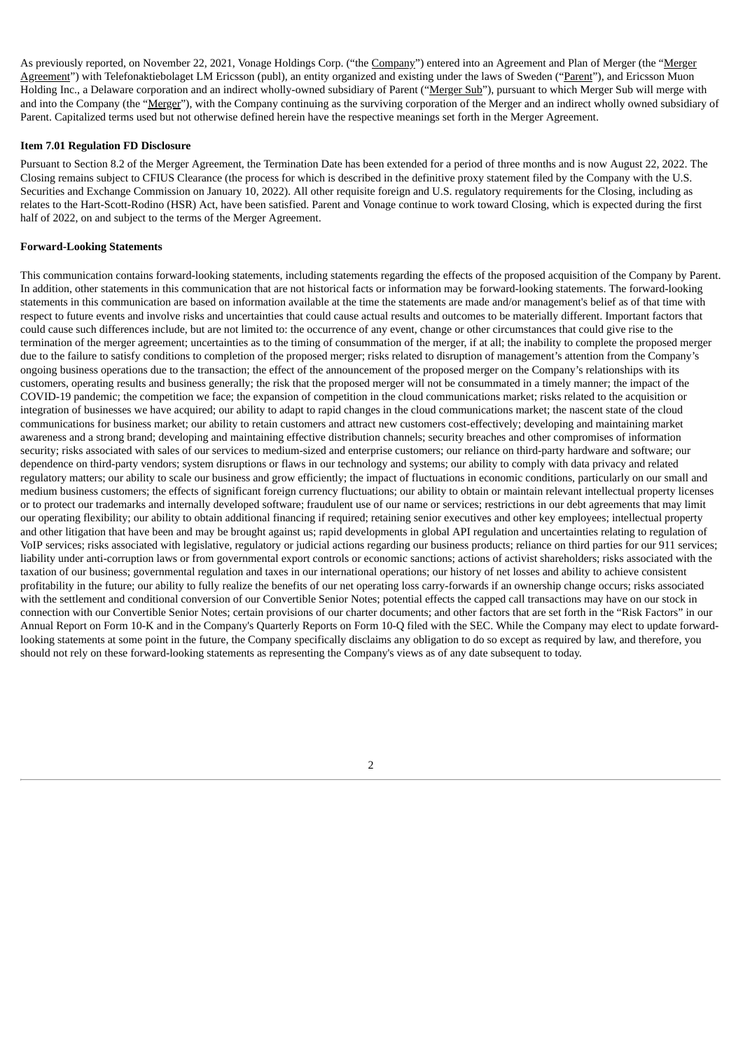As previously reported, on November 22, 2021, Vonage Holdings Corp. ("the Company") entered into an Agreement and Plan of Merger (the "Merger Agreement") with Telefonaktiebolaget LM Ericsson (publ), an entity organized and existing under the laws of Sweden ("Parent"), and Ericsson Muon Holding Inc., a Delaware corporation and an indirect wholly-owned subsidiary of Parent ("Merger Sub"), pursuant to which Merger Sub will merge with and into the Company (the "Merger"), with the Company continuing as the surviving corporation of the Merger and an indirect wholly owned subsidiary of Parent. Capitalized terms used but not otherwise defined herein have the respective meanings set forth in the Merger Agreement.

**Item 7.01 Regulation FD Disclosure**

Pursuant to Section 8.2 of the Merger Agreement, the Termination Date has been extended for a period of three months and is now August 22, 2022. The Closing remains subject to CFIUS Clearance (the process for which is described in the definitive proxy statement filed by the Company with the U.S. Securities and Exchange Commission on January 10, 2022). All other requisite foreign and U.S. regulatory requirements for the Closing, including as relates to the Hart-Scott-Rodino (HSR) Act, have been satisfied. Parent and Vonage continue to work toward Closing, which is expected during the first half of 2022, on and subject to the terms of the Merger Agreement.

**Forward-Looking Statements**

This communication contains forward-looking statements, including statements regarding the effects of the proposed acquisition of the Company by Parent. In addition, other statements in this communication that are not historical facts or information may be forward-looking statements. The forward-looking statements in this communication are based on information available at the time the statements are made and/or management's belief as of that time with respect to future events and involve risks and uncertainties that could cause actual results and outcomes to be materially different. Important factors that could cause such differences include, but are not limited to: the occurrence of any event, change or other circumstances that could give rise to the termination of the merger agreement; uncertainties as to the timing of consummation of the merger, if at all; the inability to complete the proposed merger due to the failure to satisfy conditions to completion of the proposed merger; risks related to disruption of management's attention from the Company's ongoing business operations due to the transaction; the effect of the announcement of the proposed merger on the Company's relationships with its customers, operating results and business generally; the risk that the proposed merger will not be consummated in a timely manner; the impact of the COVID-19 pandemic; the competition we face; the expansion of competition in the cloud communications market; risks related to the acquisition or integration of businesses we have acquired; our ability to adapt to rapid changes in the cloud communications market; the nascent state of the cloud communications for business market; our ability to retain customers and attract new customers cost-effectively; developing and maintaining market awareness and a strong brand; developing and maintaining effective distribution channels; security breaches and other compromises of information security; risks associated with sales of our services to medium-sized and enterprise customers; our reliance on third-party hardware and software; our dependence on third-party vendors; system disruptions or flaws in our technology and systems; our ability to comply with data privacy and related regulatory matters; our ability to scale our business and grow efficiently; the impact of fluctuations in economic conditions, particularly on our small and medium business customers; the effects of significant foreign currency fluctuations; our ability to obtain or maintain relevant intellectual property licenses or to protect our trademarks and internally developed software; fraudulent use of our name or services; restrictions in our debt agreements that may limit our operating flexibility; our ability to obtain additional financing if required; retaining senior executives and other key employees; intellectual property and other litigation that have been and may be brought against us; rapid developments in global API regulation and uncertainties relating to regulation of VoIP services; risks associated with legislative, regulatory or judicial actions regarding our business products; reliance on third parties for our 911 services; liability under anti-corruption laws or from governmental export controls or economic sanctions; actions of activist shareholders; risks associated with the taxation of our business; governmental regulation and taxes in our international operations; our history of net losses and ability to achieve consistent profitability in the future; our ability to fully realize the benefits of our net operating loss carry-forwards if an ownership change occurs; risks associated with the settlement and conditional conversion of our Convertible Senior Notes; potential effects the capped call transactions may have on our stock in connection with our Convertible Senior Notes; certain provisions of our charter documents; and other factors that are set forth in the "Risk Factors" in our Annual Report on Form 10-K and in the Company's Quarterly Reports on Form 10-Q filed with the SEC. While the Company may elect to update forward-looking statements at some point in the future, the Company specifically disclaims any obligation to do so except as required by law, and therefore, you should not rely on these forward-looking statements as representing the Company's views as of any date subsequent to today.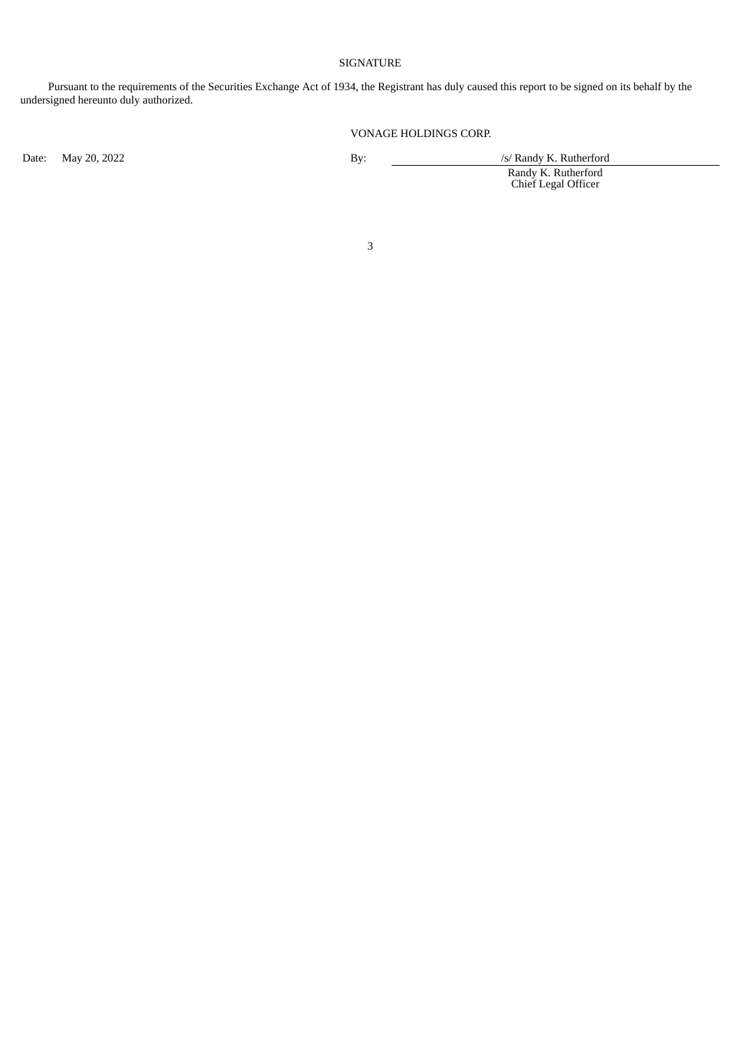SIGNATURE

Pursuant to the requirements of the Securities Exchange Act of 1934, the Registrant has duly caused this report to be signed on its behalf by the undersigned hereunto duly authorized.

VONAGE HOLDINGS CORP.

| | | | |
|---|---|---|---|
| Date: | May 20, 2022 | By: | /s/ Randy K. Rutherford |
| | | | Randy K. Rutherford |
| | | | Chief Legal Officer |